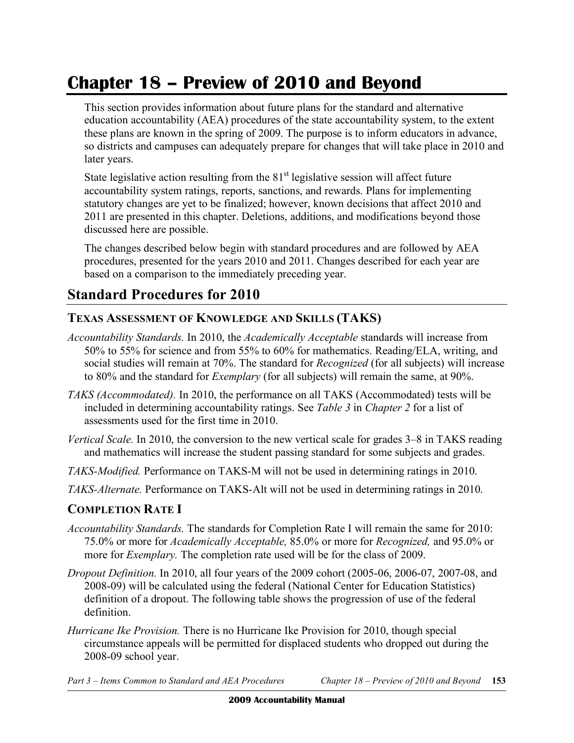# Chapter 18 – Preview of 2010 and Beyond

This section provides information about future plans for the standard and alternative education accountability (AEA) procedures of the state accountability system, to the extent these plans are known in the spring of 2009. The purpose is to inform educators in advance, so districts and campuses can adequately prepare for changes that will take place in 2010 and later years.

State legislative action resulting from the 81st legislative session will affect future accountability system ratings, reports, sanctions, and rewards. Plans for implementing statutory changes are yet to be finalized; however, known decisions that affect 2010 and 2011 are presented in this chapter. Deletions, additions, and modifications beyond those discussed here are possible.

The changes described below begin with standard procedures and are followed by AEA procedures, presented for the years 2010 and 2011. Changes described for each year are based on a comparison to the immediately preceding year.

## Standard Procedures for 2010

### Texas Assessment of Knowledge and Skills (TAKS)

*Accountability Standards.* In 2010, the *Academically Acceptable* standards will increase from 50% to 55% for science and from 55% to 60% for mathematics. Reading/ELA, writing, and social studies will remain at 70%. The standard for *Recognized* (for all subjects) will increase to 80% and the standard for *Exemplary* (for all subjects) will remain the same, at 90%.

*TAKS (Accommodated).* In 2010, the performance on all TAKS (Accommodated) tests will be included in determining accountability ratings. See *Table 3* in *Chapter 2* for a list of assessments used for the first time in 2010.

*Vertical Scale.* In 2010, the conversion to the new vertical scale for grades 3–8 in TAKS reading and mathematics will increase the student passing standard for some subjects and grades.

*TAKS-Modified.* Performance on TAKS-M will not be used in determining ratings in 2010.

*TAKS-Alternate.* Performance on TAKS-Alt will not be used in determining ratings in 2010.

### Completion Rate I

*Accountability Standards.* The standards for Completion Rate I will remain the same for 2010: 75.0% or more for *Academically Acceptable,* 85.0% or more for *Recognized,* and 95.0% or more for *Exemplary.* The completion rate used will be for the class of 2009.

*Dropout Definition.* In 2010, all four years of the 2009 cohort (2005-06, 2006-07, 2007-08, and 2008-09) will be calculated using the federal (National Center for Education Statistics) definition of a dropout. The following table shows the progression of use of the federal definition.

*Hurricane Ike Provision.* There is no Hurricane Ike Provision for 2010, though special circumstance appeals will be permitted for displaced students who dropped out during the 2008-09 school year.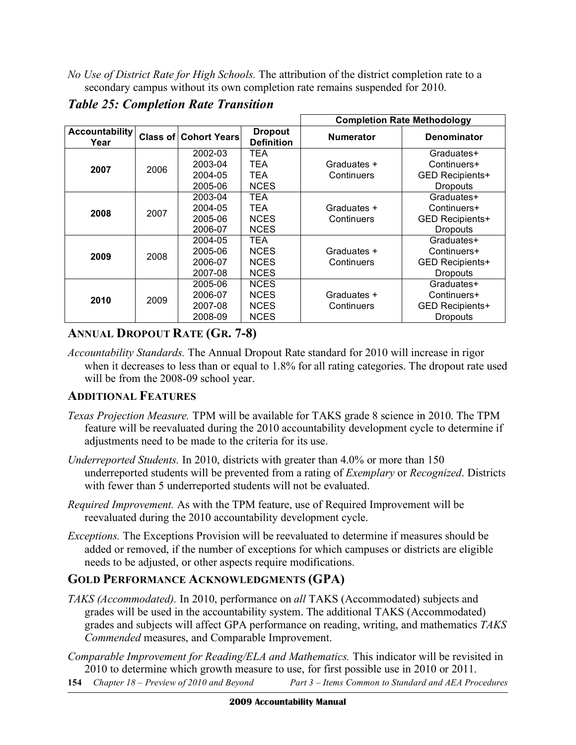*No Use of District Rate for High Schools.* The attribution of the district completion rate to a secondary campus without its own completion rate remains suspended for 2010.

### *Table 25: Completion Rate Transition*

| Accountability Year | Class of | Cohort Years | Dropout Definition | Completion Rate Methodology | |
|---|---|---|---|---|---|
| | | | | **Numerator** | **Denominator** |
| **2007** | 2006 | 2002-03<br>2003-04<br>2004-05<br>2005-06 | TEA<br>TEA<br>TEA<br>NCES | Graduates + Continuers | Graduates+<br>Continuers+<br>GED Recipients+<br>Dropouts |
| **2008** | 2007 | 2003-04<br>2004-05<br>2005-06<br>2006-07 | TEA<br>TEA<br>NCES<br>NCES | Graduates + Continuers | Graduates+<br>Continuers+<br>GED Recipients+<br>Dropouts |
| **2009** | 2008 | 2004-05<br>2005-06<br>2006-07<br>2007-08 | TEA<br>NCES<br>NCES<br>NCES | Graduates + Continuers | Graduates+<br>Continuers+<br>GED Recipients+<br>Dropouts |
| **2010** | 2009 | 2005-06<br>2006-07<br>2007-08<br>2008-09 | NCES<br>NCES<br>NCES<br>NCES | Graduates + Continuers | Graduates+<br>Continuers+<br>GED Recipients+<br>Dropouts |

## ANNUAL DROPOUT RATE (GR. 7-8)

*Accountability Standards.* The Annual Dropout Rate standard for 2010 will increase in rigor when it decreases to less than or equal to 1.8% for all rating categories. The dropout rate used will be from the 2008-09 school year.

## ADDITIONAL FEATURES

*Texas Projection Measure.* TPM will be available for TAKS grade 8 science in 2010. The TPM feature will be reevaluated during the 2010 accountability development cycle to determine if adjustments need to be made to the criteria for its use.

*Underreported Students.* In 2010, districts with greater than 4.0% or more than 150 underreported students will be prevented from a rating of *Exemplary* or *Recognized*. Districts with fewer than 5 underreported students will not be evaluated.

*Required Improvement.* As with the TPM feature, use of Required Improvement will be reevaluated during the 2010 accountability development cycle.

*Exceptions.* The Exceptions Provision will be reevaluated to determine if measures should be added or removed, if the number of exceptions for which campuses or districts are eligible needs to be adjusted, or other aspects require modifications.

## GOLD PERFORMANCE ACKNOWLEDGMENTS (GPA)

*TAKS (Accommodated).* In 2010, performance on *all* TAKS (Accommodated) subjects and grades will be used in the accountability system. The additional TAKS (Accommodated) grades and subjects will affect GPA performance on reading, writing, and mathematics *TAKS Commended* measures, and Comparable Improvement.

*Comparable Improvement for Reading/ELA and Mathematics.* This indicator will be revisited in 2010 to determine which growth measure to use, for first possible use in 2010 or 2011.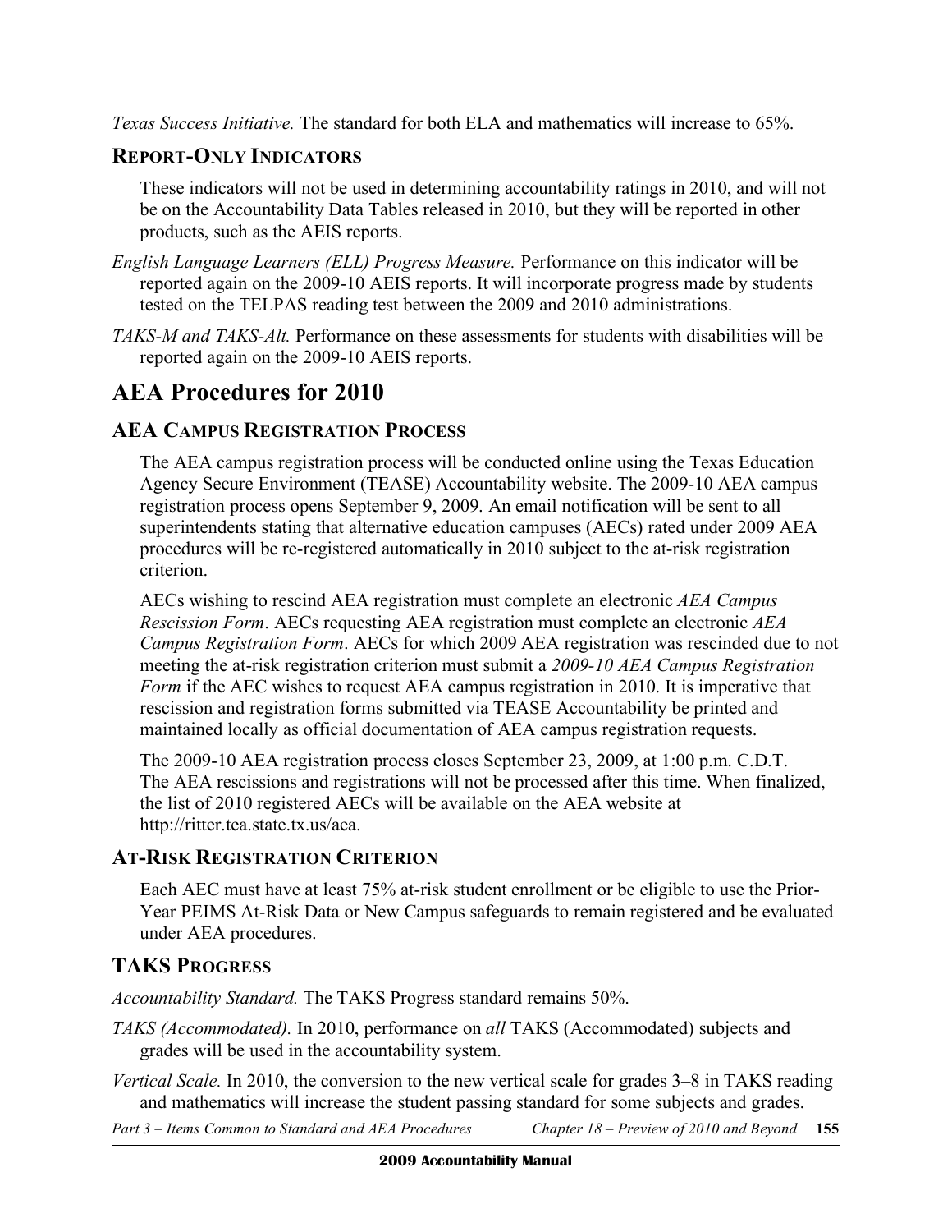*Texas Success Initiative.* The standard for both ELA and mathematics will increase to 65%.

### REPORT-ONLY INDICATORS

These indicators will not be used in determining accountability ratings in 2010, and will not be on the Accountability Data Tables released in 2010, but they will be reported in other products, such as the AEIS reports.

*English Language Learners (ELL) Progress Measure.* Performance on this indicator will be reported again on the 2009-10 AEIS reports. It will incorporate progress made by students tested on the TELPAS reading test between the 2009 and 2010 administrations.

*TAKS-M and TAKS-Alt.* Performance on these assessments for students with disabilities will be reported again on the 2009-10 AEIS reports.

## AEA Procedures for 2010

### AEA CAMPUS REGISTRATION PROCESS

The AEA campus registration process will be conducted online using the Texas Education Agency Secure Environment (TEASE) Accountability website. The 2009-10 AEA campus registration process opens September 9, 2009. An email notification will be sent to all superintendents stating that alternative education campuses (AECs) rated under 2009 AEA procedures will be re-registered automatically in 2010 subject to the at-risk registration criterion.

AECs wishing to rescind AEA registration must complete an electronic *AEA Campus Rescission Form*. AECs requesting AEA registration must complete an electronic *AEA Campus Registration Form*. AECs for which 2009 AEA registration was rescinded due to not meeting the at-risk registration criterion must submit a *2009-10 AEA Campus Registration Form* if the AEC wishes to request AEA campus registration in 2010. It is imperative that rescission and registration forms submitted via TEASE Accountability be printed and maintained locally as official documentation of AEA campus registration requests.

The 2009-10 AEA registration process closes September 23, 2009, at 1:00 p.m. C.D.T. The AEA rescissions and registrations will not be processed after this time. When finalized, the list of 2010 registered AECs will be available on the AEA website at http://ritter.tea.state.tx.us/aea.

### AT-RISK REGISTRATION CRITERION

Each AEC must have at least 75% at-risk student enrollment or be eligible to use the Prior-Year PEIMS At-Risk Data or New Campus safeguards to remain registered and be evaluated under AEA procedures.

### TAKS PROGRESS

*Accountability Standard.* The TAKS Progress standard remains 50%.

*TAKS (Accommodated).* In 2010, performance on *all* TAKS (Accommodated) subjects and grades will be used in the accountability system.

*Vertical Scale.* In 2010, the conversion to the new vertical scale for grades 3–8 in TAKS reading and mathematics will increase the student passing standard for some subjects and grades.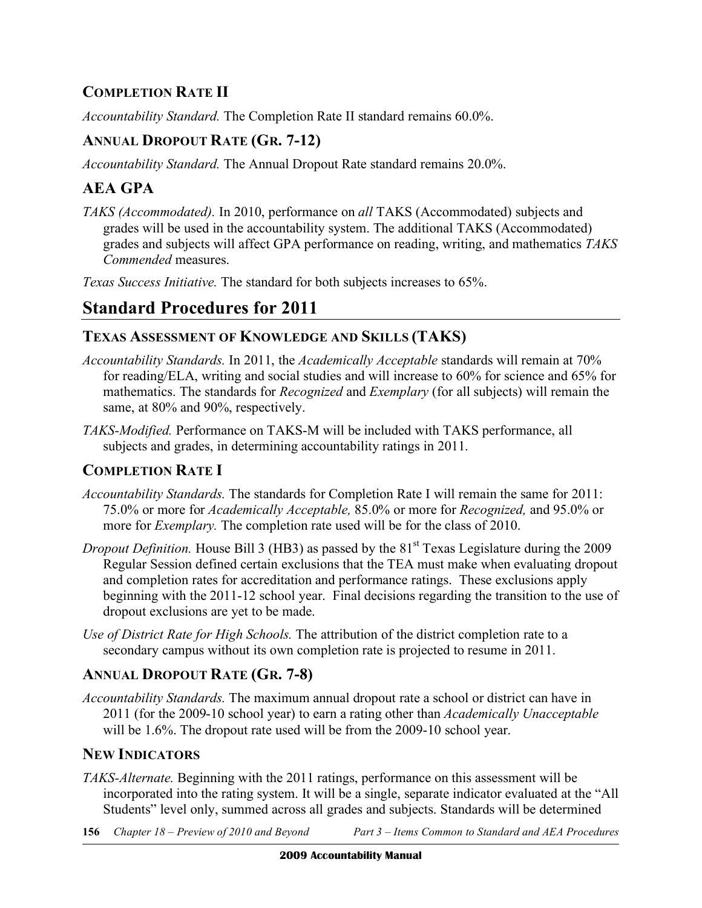### COMPLETION RATE II

*Accountability Standard.* The Completion Rate II standard remains 60.0%.

### ANNUAL DROPOUT RATE (GR. 7-12)

*Accountability Standard.* The Annual Dropout Rate standard remains 20.0%.

### AEA GPA

*TAKS (Accommodated).* In 2010, performance on *all* TAKS (Accommodated) subjects and grades will be used in the accountability system. The additional TAKS (Accommodated) grades and subjects will affect GPA performance on reading, writing, and mathematics *TAKS Commended* measures.

*Texas Success Initiative.* The standard for both subjects increases to 65%.

## Standard Procedures for 2011

### TEXAS ASSESSMENT OF KNOWLEDGE AND SKILLS (TAKS)

*Accountability Standards.* In 2011, the *Academically Acceptable* standards will remain at 70% for reading/ELA, writing and social studies and will increase to 60% for science and 65% for mathematics. The standards for *Recognized* and *Exemplary* (for all subjects) will remain the same, at 80% and 90%, respectively.

*TAKS-Modified.* Performance on TAKS-M will be included with TAKS performance, all subjects and grades, in determining accountability ratings in 2011.

### COMPLETION RATE I

*Accountability Standards.* The standards for Completion Rate I will remain the same for 2011: 75.0% or more for *Academically Acceptable,* 85.0% or more for *Recognized,* and 95.0% or more for *Exemplary.* The completion rate used will be for the class of 2010.

*Dropout Definition.* House Bill 3 (HB3) as passed by the 81st Texas Legislature during the 2009 Regular Session defined certain exclusions that the TEA must make when evaluating dropout and completion rates for accreditation and performance ratings. These exclusions apply beginning with the 2011-12 school year. Final decisions regarding the transition to the use of dropout exclusions are yet to be made.

*Use of District Rate for High Schools.* The attribution of the district completion rate to a secondary campus without its own completion rate is projected to resume in 2011.

### ANNUAL DROPOUT RATE (GR. 7-8)

*Accountability Standards.* The maximum annual dropout rate a school or district can have in 2011 (for the 2009-10 school year) to earn a rating other than *Academically Unacceptable* will be 1.6%. The dropout rate used will be from the 2009-10 school year.

### NEW INDICATORS

*TAKS-Alternate.* Beginning with the 2011 ratings, performance on this assessment will be incorporated into the rating system. It will be a single, separate indicator evaluated at the "All Students" level only, summed across all grades and subjects. Standards will be determined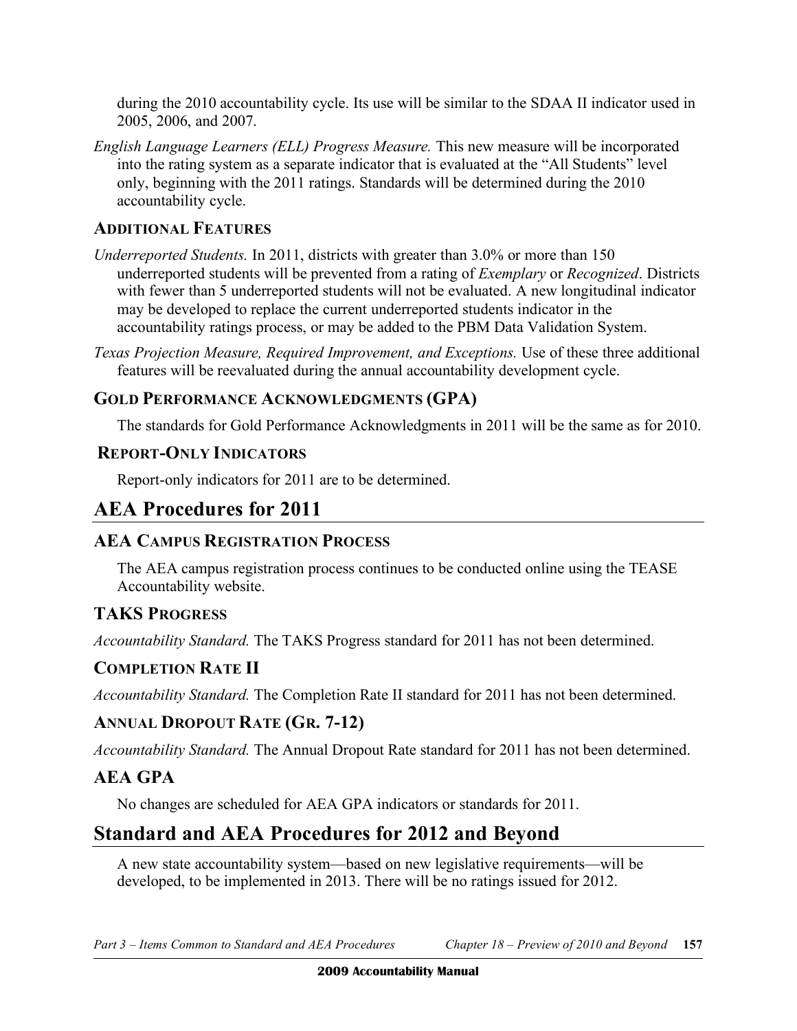during the 2010 accountability cycle. Its use will be similar to the SDAA II indicator used in 2005, 2006, and 2007.

*English Language Learners (ELL) Progress Measure.* This new measure will be incorporated into the rating system as a separate indicator that is evaluated at the "All Students" level only, beginning with the 2011 ratings. Standards will be determined during the 2010 accountability cycle.

### ADDITIONAL FEATURES

*Underreported Students.* In 2011, districts with greater than 3.0% or more than 150 underreported students will be prevented from a rating of *Exemplary* or *Recognized*. Districts with fewer than 5 underreported students will not be evaluated. A new longitudinal indicator may be developed to replace the current underreported students indicator in the accountability ratings process, or may be added to the PBM Data Validation System.

*Texas Projection Measure, Required Improvement, and Exceptions.* Use of these three additional features will be reevaluated during the annual accountability development cycle.

### GOLD PERFORMANCE ACKNOWLEDGMENTS (GPA)

The standards for Gold Performance Acknowledgments in 2011 will be the same as for 2010.

### REPORT-ONLY INDICATORS

Report-only indicators for 2011 are to be determined.

## AEA Procedures for 2011

### AEA CAMPUS REGISTRATION PROCESS

The AEA campus registration process continues to be conducted online using the TEASE Accountability website.

### TAKS PROGRESS

*Accountability Standard.* The TAKS Progress standard for 2011 has not been determined.

### COMPLETION RATE II

*Accountability Standard.* The Completion Rate II standard for 2011 has not been determined.

### ANNUAL DROPOUT RATE (GR. 7-12)

*Accountability Standard.* The Annual Dropout Rate standard for 2011 has not been determined.

### AEA GPA

No changes are scheduled for AEA GPA indicators or standards for 2011.

## Standard and AEA Procedures for 2012 and Beyond

A new state accountability system—based on new legislative requirements—will be developed, to be implemented in 2013. There will be no ratings issued for 2012.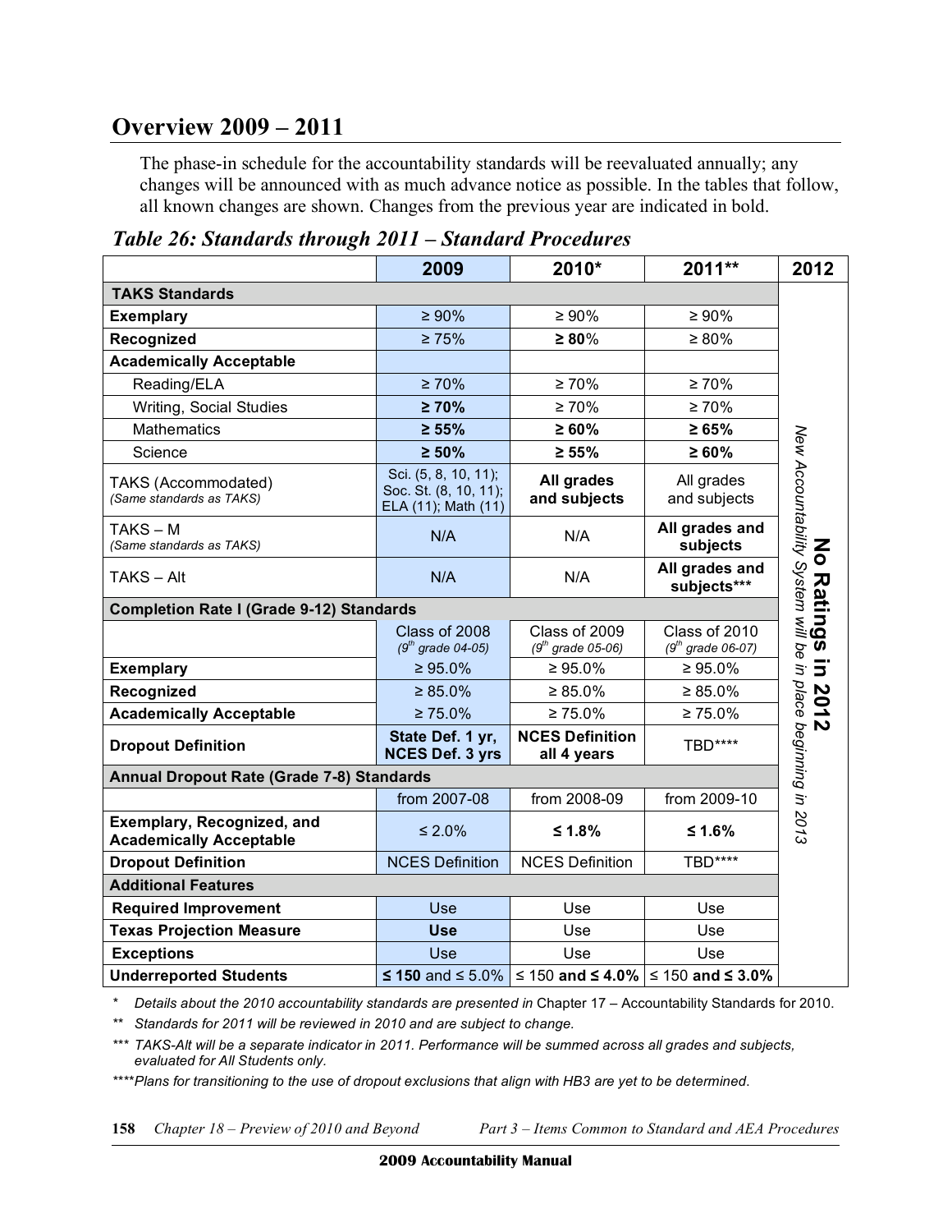## Overview 2009 – 2011

The phase-in schedule for the accountability standards will be reevaluated annually; any changes will be announced with as much advance notice as possible. In the tables that follow, all known changes are shown. Changes from the previous year are indicated in bold.

### *Table 26: Standards through 2011 – Standard Procedures*

| | 2009 | 2010* | 2011** | 2012 |
|---|---|---|---|---|
| **TAKS Standards** | | | | **No Ratings in 2012** *New Accountability System will be in place beginning in 2013* |
| **Exemplary** | ≥ 90% | ≥ 90% | ≥ 90% | |
| **Recognized** | ≥ 75% | **≥ 80**% | ≥ 80% | |
| **Academically Acceptable** | | | | |
| Reading/ELA | ≥ 70% | ≥ 70% | ≥ 70% | |
| Writing, Social Studies | **≥ 70%** | ≥ 70% | ≥ 70% | |
| Mathematics | **≥ 55%** | **≥ 60%** | **≥ 65%** | |
| Science | **≥ 50%** | **≥ 55%** | **≥ 60%** | |
| TAKS (Accommodated) *(Same standards as TAKS)* | Sci. (5, 8, 10, 11); Soc. St. (8, 10, 11); ELA (11); Math (11) | **All grades and subjects** | All grades and subjects | |
| TAKS – M *(Same standards as TAKS)* | N/A | N/A | **All grades and subjects** | |
| TAKS – Alt | N/A | N/A | **All grades and subjects*** | |
| **Completion Rate I (Grade 9-12) Standards** | | | | |
| | Class of 2008 *(9th grade 04-05)* | Class of 2009 *(9th grade 05-06)* | Class of 2010 *(9th grade 06-07)* | |
| **Exemplary** | ≥ 95.0% | ≥ 95.0% | ≥ 95.0% | |
| **Recognized** | ≥ 85.0% | ≥ 85.0% | ≥ 85.0% | |
| **Academically Acceptable** | ≥ 75.0% | ≥ 75.0% | ≥ 75.0% | |
| **Dropout Definition** | **State Def. 1 yr, NCES Def. 3 yrs** | **NCES Definition all 4 years** | TBD**** | |
| **Annual Dropout Rate (Grade 7-8) Standards** | | | | |
| | from 2007-08 | from 2008-09 | from 2009-10 | |
| **Exemplary, Recognized, and Academically Acceptable** | ≤ 2.0% | **≤ 1.8%** | **≤ 1.6%** | |
| **Dropout Definition** | NCES Definition | NCES Definition | TBD**** | |
| **Additional Features** | | | | |
| **Required Improvement** | Use | Use | Use | |
| **Texas Projection Measure** | **Use** | Use | Use | |
| **Exceptions** | Use | Use | Use | |
| **Underreported Students** | **≤ 150** and ≤ 5.0% | ≤ 150 **and ≤ 4.0%** | ≤ 150 **and ≤ 3.0%** | |

\* *Details about the 2010 accountability standards are presented in* Chapter 17 – Accountability Standards for 2010.

\*\* *Standards for 2011 will be reviewed in 2010 and are subject to change.*

\*\*\* *TAKS-Alt will be a separate indicator in 2011. Performance will be summed across all grades and subjects, evaluated for All Students only.*

\*\*\*\**Plans for transitioning to the use of dropout exclusions that align with HB3 are yet to be determined.*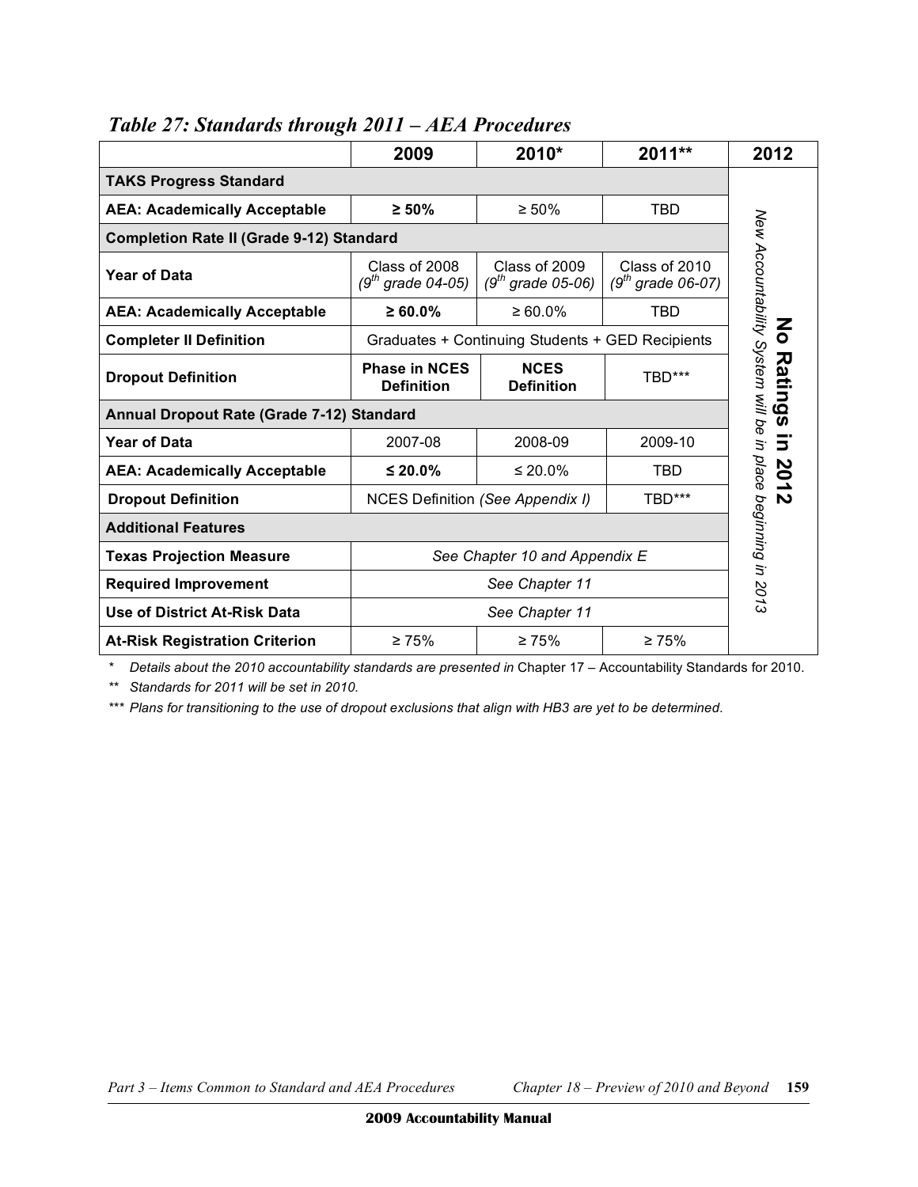## *Table 27: Standards through 2011 – AEA Procedures*

| | 2009 | 2010* | 2011** | 2012 |
|---|---|---|---|---|
| **TAKS Progress Standard** | | | | **No Ratings in 2012** *New Accountability System will be in place beginning in 2013* |
| **AEA: Academically Acceptable** | **≥ 50%** | ≥ 50% | TBD | |
| **Completion Rate II (Grade 9-12) Standard** | | | | |
| **Year of Data** | Class of 2008 *(9th grade 04-05)* | Class of 2009 *(9th grade 05-06)* | Class of 2010 *(9th grade 06-07)* | |
| **AEA: Academically Acceptable** | **≥ 60.0%** | ≥ 60.0% | TBD | |
| **Completer II Definition** | Graduates + Continuing Students + GED Recipients | | | |
| **Dropout Definition** | **Phase in NCES Definition** | **NCES Definition** | TBD*** | |
| **Annual Dropout Rate (Grade 7-12) Standard** | | | | |
| **Year of Data** | 2007-08 | 2008-09 | 2009-10 | |
| **AEA: Academically Acceptable** | **≤ 20.0%** | ≤ 20.0% | TBD | |
| **Dropout Definition** | NCES Definition *(See Appendix I)* | | TBD*** | |
| **Additional Features** | | | | |
| **Texas Projection Measure** | *See Chapter 10 and Appendix E* | | | |
| **Required Improvement** | *See Chapter 11* | | | |
| **Use of District At-Risk Data** | *See Chapter 11* | | | |
| **At-Risk Registration Criterion** | ≥ 75% | ≥ 75% | ≥ 75% | |

\* *Details about the 2010 accountability standards are presented in* Chapter 17 – Accountability Standards for 2010.

\** *Standards for 2011 will be set in 2010.*

\*** *Plans for transitioning to the use of dropout exclusions that align with HB3 are yet to be determined.*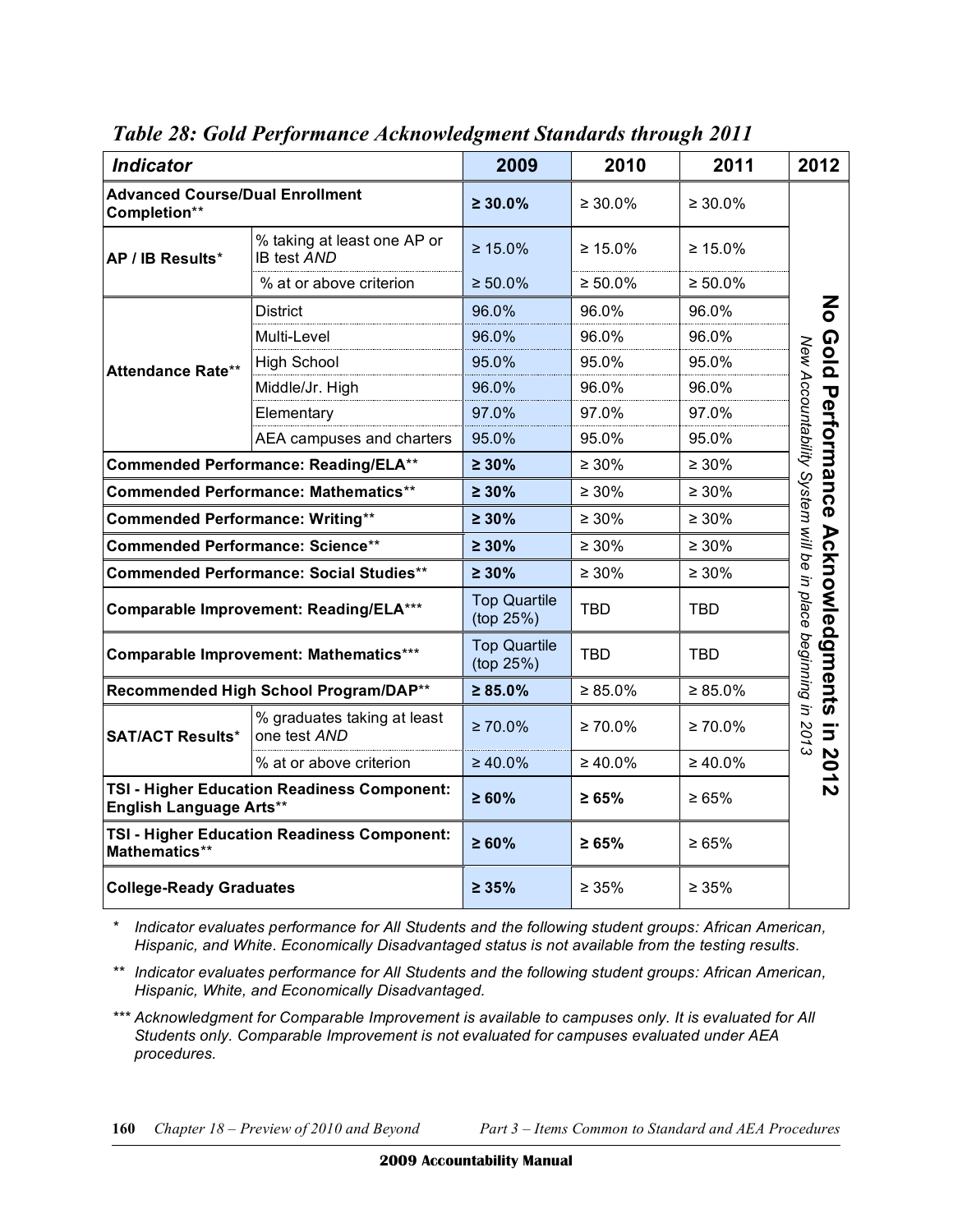## *Table 28: Gold Performance Acknowledgment Standards through 2011*

| *Indicator* | | 2009 | 2010 | 2011 | 2012 |
|---|---|---|---|---|---|
| **Advanced Course/Dual Enrollment Completion**** | | **≥ 30.0%** | ≥ 30.0% | ≥ 30.0% | **No Gold Performance Acknowledgments in 2012** *New Accountability System will be in place beginning in 2013* |
| **AP / IB Results*** | % taking at least one AP or IB test *AND* | ≥ 15.0% | ≥ 15.0% | ≥ 15.0% | |
| | % at or above criterion | ≥ 50.0% | ≥ 50.0% | ≥ 50.0% | |
| **Attendance Rate**** | District | 96.0% | 96.0% | 96.0% | |
| | Multi-Level | 96.0% | 96.0% | 96.0% | |
| | High School | 95.0% | 95.0% | 95.0% | |
| | Middle/Jr. High | 96.0% | 96.0% | 96.0% | |
| | Elementary | 97.0% | 97.0% | 97.0% | |
| | AEA campuses and charters | 95.0% | 95.0% | 95.0% | |
| **Commended Performance: Reading/ELA**** | | **≥ 30%** | ≥ 30% | ≥ 30% | |
| **Commended Performance: Mathematics**** | | **≥ 30%** | ≥ 30% | ≥ 30% | |
| **Commended Performance: Writing**** | | **≥ 30%** | ≥ 30% | ≥ 30% | |
| **Commended Performance: Science**** | | **≥ 30%** | ≥ 30% | ≥ 30% | |
| **Commended Performance: Social Studies**** | | **≥ 30%** | ≥ 30% | ≥ 30% | |
| **Comparable Improvement: Reading/ELA***** | | Top Quartile (top 25%) | TBD | TBD | |
| **Comparable Improvement: Mathematics***** | | Top Quartile (top 25%) | TBD | TBD | |
| **Recommended High School Program/DAP**** | | **≥ 85.0%** | ≥ 85.0% | ≥ 85.0% | |
| **SAT/ACT Results*** | % graduates taking at least one test *AND* | ≥ 70.0% | ≥ 70.0% | ≥ 70.0% | |
| | % at or above criterion | ≥ 40.0% | ≥ 40.0% | ≥ 40.0% | |
| **TSI - Higher Education Readiness Component: English Language Arts**** | | **≥ 60%** | **≥ 65%** | ≥ 65% | |
| **TSI - Higher Education Readiness Component: Mathematics**** | | **≥ 60%** | **≥ 65%** | ≥ 65% | |
| **College-Ready Graduates** | | **≥ 35%** | ≥ 35% | ≥ 35% | |

\* *Indicator evaluates performance for All Students and the following student groups: African American, Hispanic, and White. Economically Disadvantaged status is not available from the testing results.*

\*\* *Indicator evaluates performance for All Students and the following student groups: African American, Hispanic, White, and Economically Disadvantaged.*

\*\*\* *Acknowledgment for Comparable Improvement is available to campuses only. It is evaluated for All Students only. Comparable Improvement is not evaluated for campuses evaluated under AEA procedures.*